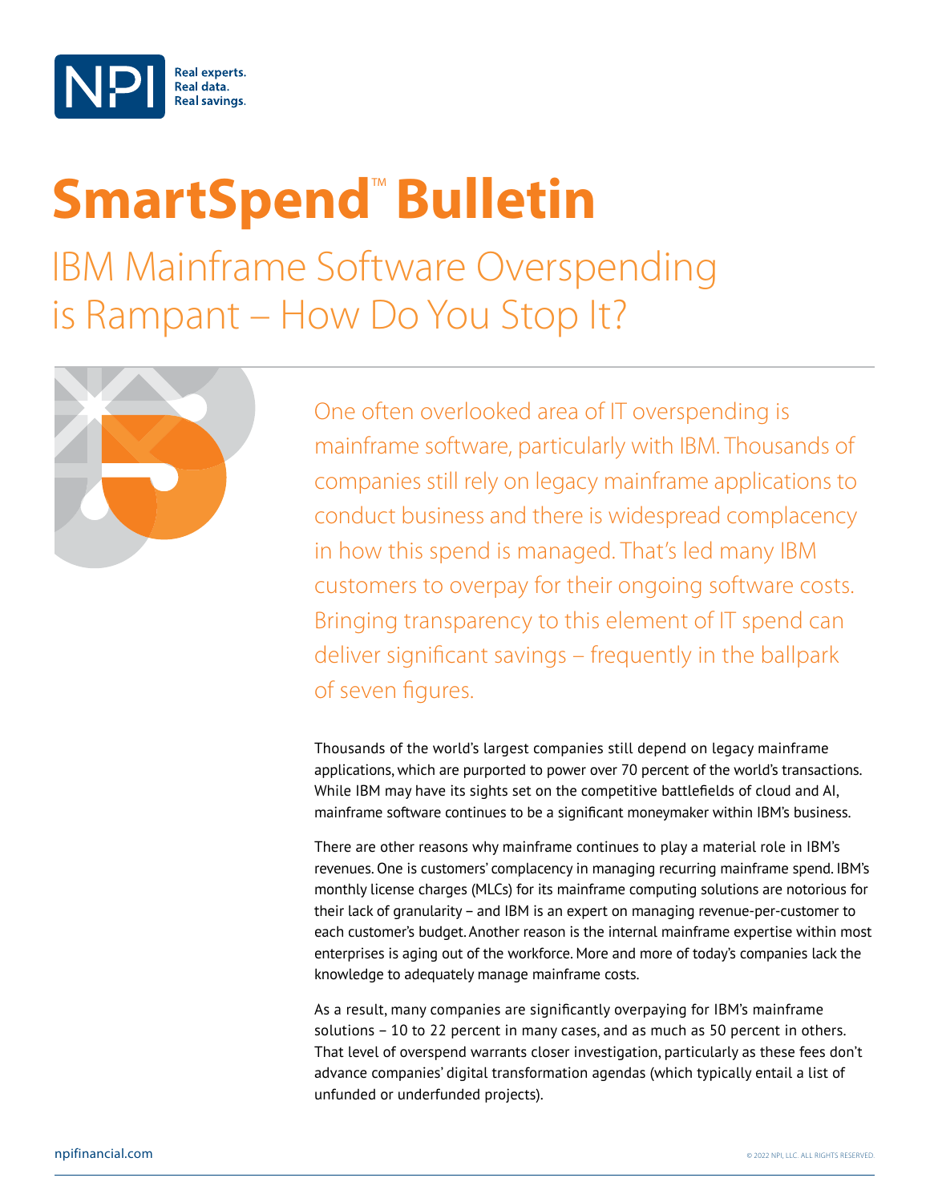NPI — Real experts. Real data. Real savings.

# SmartSpend™ Bulletin

## IBM Mainframe Software Overspending is Rampant – How Do You Stop It?

One often overlooked area of IT overspending is mainframe software, particularly with IBM. Thousands of companies still rely on legacy mainframe applications to conduct business and there is widespread complacency in how this spend is managed. That's led many IBM customers to overpay for their ongoing software costs. Bringing transparency to this element of IT spend can deliver significant savings – frequently in the ballpark of seven figures.

Thousands of the world's largest companies still depend on legacy mainframe applications, which are purported to power over 70 percent of the world's transactions. While IBM may have its sights set on the competitive battlefields of cloud and AI, mainframe software continues to be a significant moneymaker within IBM's business.

There are other reasons why mainframe continues to play a material role in IBM's revenues. One is customers' complacency in managing recurring mainframe spend. IBM's monthly license charges (MLCs) for its mainframe computing solutions are notorious for their lack of granularity – and IBM is an expert on managing revenue-per-customer to each customer's budget. Another reason is the internal mainframe expertise within most enterprises is aging out of the workforce. More and more of today's companies lack the knowledge to adequately manage mainframe costs.

As a result, many companies are significantly overpaying for IBM's mainframe solutions – 10 to 22 percent in many cases, and as much as 50 percent in others. That level of overspend warrants closer investigation, particularly as these fees don't advance companies' digital transformation agendas (which typically entail a list of unfunded or underfunded projects).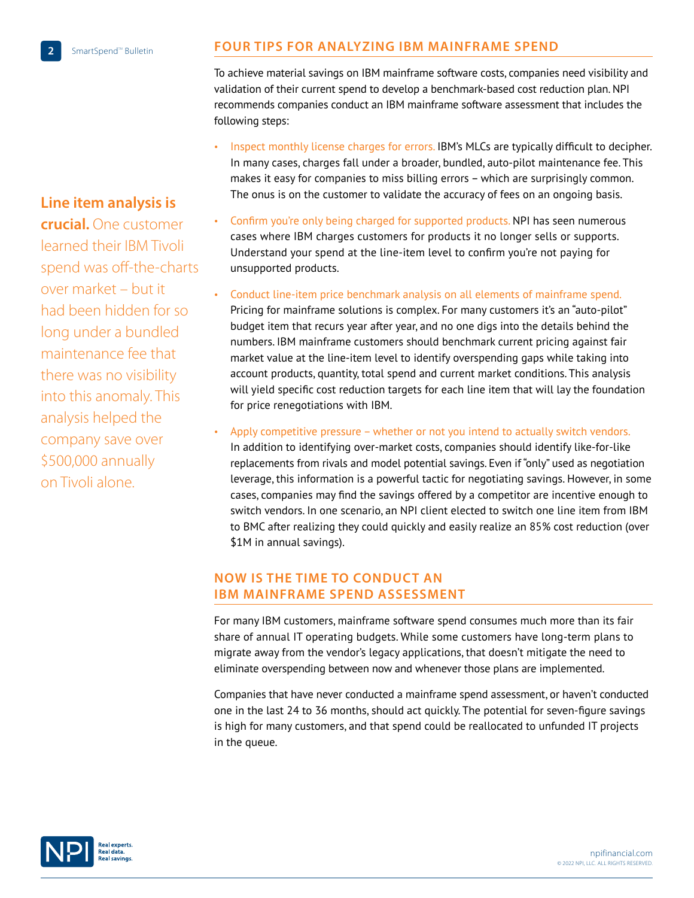## FOUR TIPS FOR ANALYZING IBM MAINFRAME SPEND

To achieve material savings on IBM mainframe software costs, companies need visibility and validation of their current spend to develop a benchmark-based cost reduction plan. NPI recommends companies conduct an IBM mainframe software assessment that includes the following steps:

- Inspect monthly license charges for errors. IBM's MLCs are typically difficult to decipher. In many cases, charges fall under a broader, bundled, auto-pilot maintenance fee. This makes it easy for companies to miss billing errors – which are surprisingly common. The onus is on the customer to validate the accuracy of fees on an ongoing basis.
- Confirm you're only being charged for supported products. NPI has seen numerous cases where IBM charges customers for products it no longer sells or supports. Understand your spend at the line-item level to confirm you're not paying for unsupported products.
- Conduct line-item price benchmark analysis on all elements of mainframe spend. Pricing for mainframe solutions is complex. For many customers it's an "auto-pilot" budget item that recurs year after year, and no one digs into the details behind the numbers. IBM mainframe customers should benchmark current pricing against fair market value at the line-item level to identify overspending gaps while taking into account products, quantity, total spend and current market conditions. This analysis will yield specific cost reduction targets for each line item that will lay the foundation for price renegotiations with IBM.
- Apply competitive pressure – whether or not you intend to actually switch vendors. In addition to identifying over-market costs, companies should identify like-for-like replacements from rivals and model potential savings. Even if "only" used as negotiation leverage, this information is a powerful tactic for negotiating savings. However, in some cases, companies may find the savings offered by a competitor are incentive enough to switch vendors. In one scenario, an NPI client elected to switch one line item from IBM to BMC after realizing they could quickly and easily realize an 85% cost reduction (over $1M in annual savings).

**Line item analysis is crucial.** One customer learned their IBM Tivoli spend was off-the-charts over market – but it had been hidden for so long under a bundled maintenance fee that there was no visibility into this anomaly. This analysis helped the company save over $500,000 annually on Tivoli alone.

## NOW IS THE TIME TO CONDUCT AN IBM MAINFRAME SPEND ASSESSMENT

For many IBM customers, mainframe software spend consumes much more than its fair share of annual IT operating budgets. While some customers have long-term plans to migrate away from the vendor's legacy applications, that doesn't mitigate the need to eliminate overspending between now and whenever those plans are implemented.

Companies that have never conducted a mainframe spend assessment, or haven't conducted one in the last 24 to 36 months, should act quickly. The potential for seven-figure savings is high for many customers, and that spend could be reallocated to unfunded IT projects in the queue.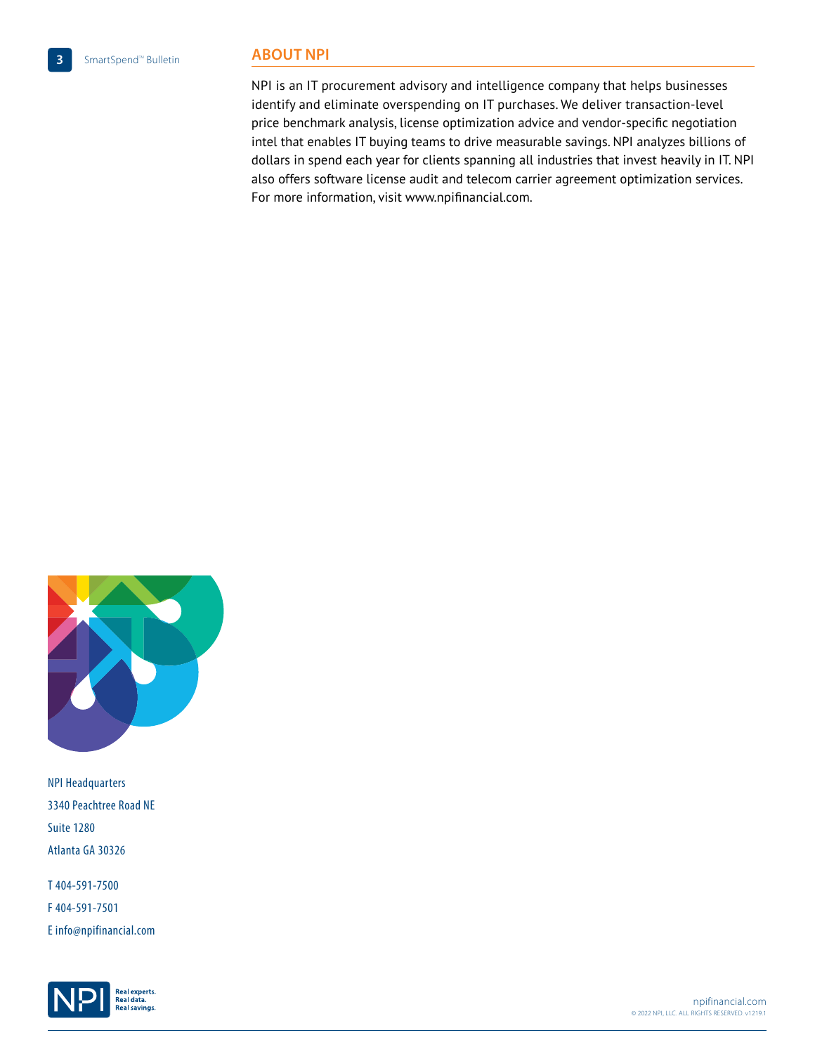## ABOUT NPI

NPI is an IT procurement advisory and intelligence company that helps businesses identify and eliminate overspending on IT purchases. We deliver transaction-level price benchmark analysis, license optimization advice and vendor-specific negotiation intel that enables IT buying teams to drive measurable savings. NPI analyzes billions of dollars in spend each year for clients spanning all industries that invest heavily in IT. NPI also offers software license audit and telecom carrier agreement optimization services. For more information, visit www.npifinancial.com.

NPI Headquarters
3340 Peachtree Road NE
Suite 1280
Atlanta GA 30326

T 404-591-7500
F 404-591-7501
E info@npifinancial.com

NPI Real experts. Real data. Real savings.

npifinancial.com
© 2022 NPI, LLC. ALL RIGHTS RESERVED. v1219.1